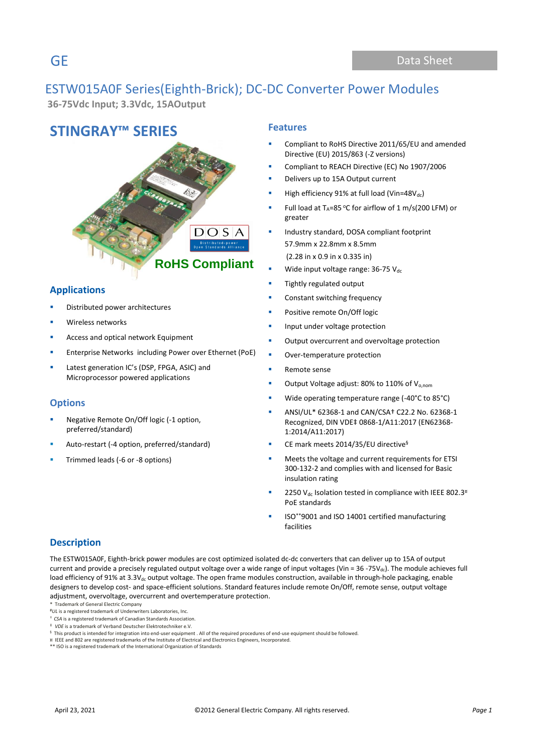GE

Data Sheet

# ESTW015A0F Series(Eighth-Brick); DC-DC Converter Power Modules

**36-75Vdc Input; 3.3Vdc, 15AOutput**

## STINGRAY™ SERIES

RoHS Compliant

## Applications

- Distributed power architectures
- Wireless networks
- Access and optical network Equipment
- Enterprise Networks including Power over Ethernet (PoE)
- Latest generation IC's (DSP, FPGA, ASIC) and Microprocessor powered applications

## Options

- Negative Remote On/Off logic (-1 option, preferred/standard)
- Auto-restart (-4 option, preferred/standard)
- Trimmed leads (-6 or -8 options)

## Features

- Compliant to RoHS Directive 2011/65/EU and amended Directive (EU) 2015/863 (-Z versions)
- Compliant to REACH Directive (EC) No 1907/2006
- Delivers up to 15A Output current
- High efficiency 91% at full load (Vin=48$V_{dc}$)
- Full load at $T_A$=85 °C for airflow of 1 m/s(200 LFM) or greater
- Industry standard, DOSA compliant footprint
  57.9mm x 22.8mm x 8.5mm
  (2.28 in x 0.9 in x 0.335 in)
- Wide input voltage range: 36-75 $V_{dc}$
- Tightly regulated output
- Constant switching frequency
- Positive remote On/Off logic
- Input under voltage protection
- Output overcurrent and overvoltage protection
- Over-temperature protection
- Remote sense
- Output Voltage adjust: 80% to 110% of $V_{o,nom}$
- Wide operating temperature range (-40°C to 85°C)
- ANSI/UL* 62368-1 and CAN/CSA† C22.2 No. 62368-1 Recognized, DIN VDE‡ 0868-1/A11:2017 (EN62368-1:2014/A11:2017)
- CE mark meets 2014/35/EU directive§
- Meets the voltage and current requirements for ETSI 300-132-2 and complies with and licensed for Basic insulation rating
- 2250 $V_{dc}$ Isolation tested in compliance with IEEE 802.3¤ PoE standards
- ISO**9001 and ISO 14001 certified manufacturing facilities

## Description

The ESTW015A0F, Eighth-brick power modules are cost optimized isolated dc-dc converters that can deliver up to 15A of output current and provide a precisely regulated output voltage over a wide range of input voltages (Vin = 36 -75$V_{dc}$). The module achieves full load efficiency of 91% at 3.3$V_{dc}$ output voltage. The open frame modules construction, available in through-hole packaging, enable designers to develop cost- and space-efficient solutions. Standard features include remote On/Off, remote sense, output voltage adjustment, overvoltage, overcurrent and overtemperature protection.

\* Trademark of General Electric Company
#*UL* is a registered trademark of Underwriters Laboratories, Inc.
† *CSA* is a registered trademark of Canadian Standards Association.
‡ *VDE* is a trademark of Verband Deutscher Elektrotechniker e.V.
§ This product is intended for integration into end-user equipment . All of the required procedures of end-use equipment should be followed.
¤ IEEE and 802 are registered trademarks of the Institute of Electrical and Electronics Engineers, Incorporated.
** ISO is a registered trademark of the International Organization of Standards

April 23, 2021 ©2012 General Electric Company. All rights reserved.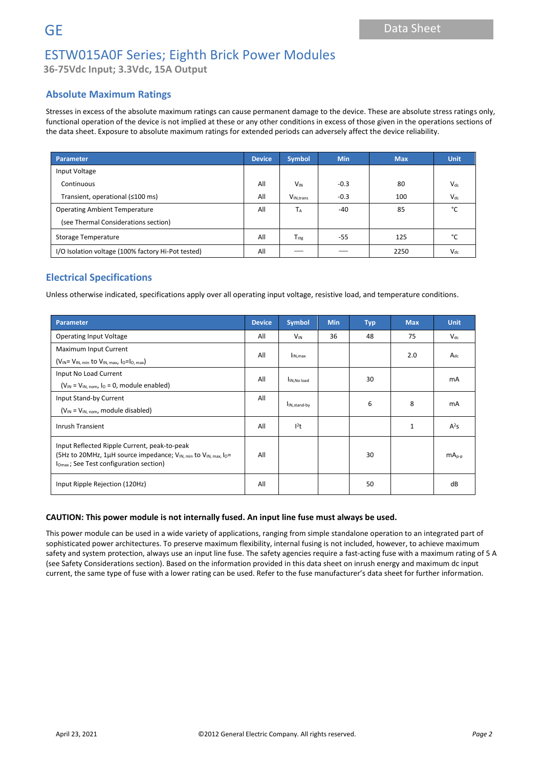# ESTW015A0F Series; Eighth Brick Power Modules

**36-75Vdc Input; 3.3Vdc, 15A Output**

## Absolute Maximum Ratings

Stresses in excess of the absolute maximum ratings can cause permanent damage to the device. These are absolute stress ratings only, functional operation of the device is not implied at these or any other conditions in excess of those given in the operations sections of the data sheet. Exposure to absolute maximum ratings for extended periods can adversely affect the device reliability.

| Parameter | Device | Symbol | Min | Max | Unit |
|---|---|---|---|---|---|
| Input Voltage | | | | | |
| Continuous | All | $V_{IN}$ | -0.3 | 80 | $V_{dc}$ |
| Transient, operational (≤100 ms) | All | $V_{IN,trans}$ | -0.3 | 100 | $V_{dc}$ |
| Operating Ambient Temperature (see Thermal Considerations section) | All | $T_A$ | -40 | 85 | °C |
| Storage Temperature | All | $T_{stg}$ | -55 | 125 | °C |
| I/O Isolation voltage (100% factory Hi-Pot tested) | All | — | — | 2250 | $V_{dc}$ |

## Electrical Specifications

Unless otherwise indicated, specifications apply over all operating input voltage, resistive load, and temperature conditions.

| Parameter | Device | Symbol | Min | Typ | Max | Unit |
|---|---|---|---|---|---|---|
| Operating Input Voltage | All | $V_{IN}$ | 36 | 48 | 75 | $V_{dc}$ |
| Maximum Input Current ($V_{IN}$= $V_{IN, min}$ to $V_{IN, max}$, $I_O$=$I_{O, max}$) | All | $I_{IN,max}$ | | | 2.0 | $A_{dc}$ |
| Input No Load Current ($V_{IN}$ = $V_{IN, nom}$, $I_O$ = 0, module enabled) | All | $I_{IN,No\ load}$ | | 30 | | mA |
| Input Stand-by Current ($V_{IN}$ = $V_{IN, nom}$, module disabled) | All | $I_{IN,stand\text{-}by}$ | | 6 | 8 | mA |
| Inrush Transient | All | $I^2t$ | | | 1 | $A^2s$ |
| Input Reflected Ripple Current, peak-to-peak (5Hz to 20MHz, 1μH source impedance; $V_{IN, min}$ to $V_{IN, max}$, $I_O$= $I_{Omax}$ ; See Test configuration section) | All | | | 30 | | $mA_{p\text{-}p}$ |
| Input Ripple Rejection (120Hz) | All | | | 50 | | dB |

**CAUTION: This power module is not internally fused. An input line fuse must always be used.**

This power module can be used in a wide variety of applications, ranging from simple standalone operation to an integrated part of sophisticated power architectures. To preserve maximum flexibility, internal fusing is not included, however, to achieve maximum safety and system protection, always use an input line fuse. The safety agencies require a fast-acting fuse with a maximum rating of 5 A (see Safety Considerations section). Based on the information provided in this data sheet on inrush energy and maximum dc input current, the same type of fuse with a lower rating can be used. Refer to the fuse manufacturer's data sheet for further information.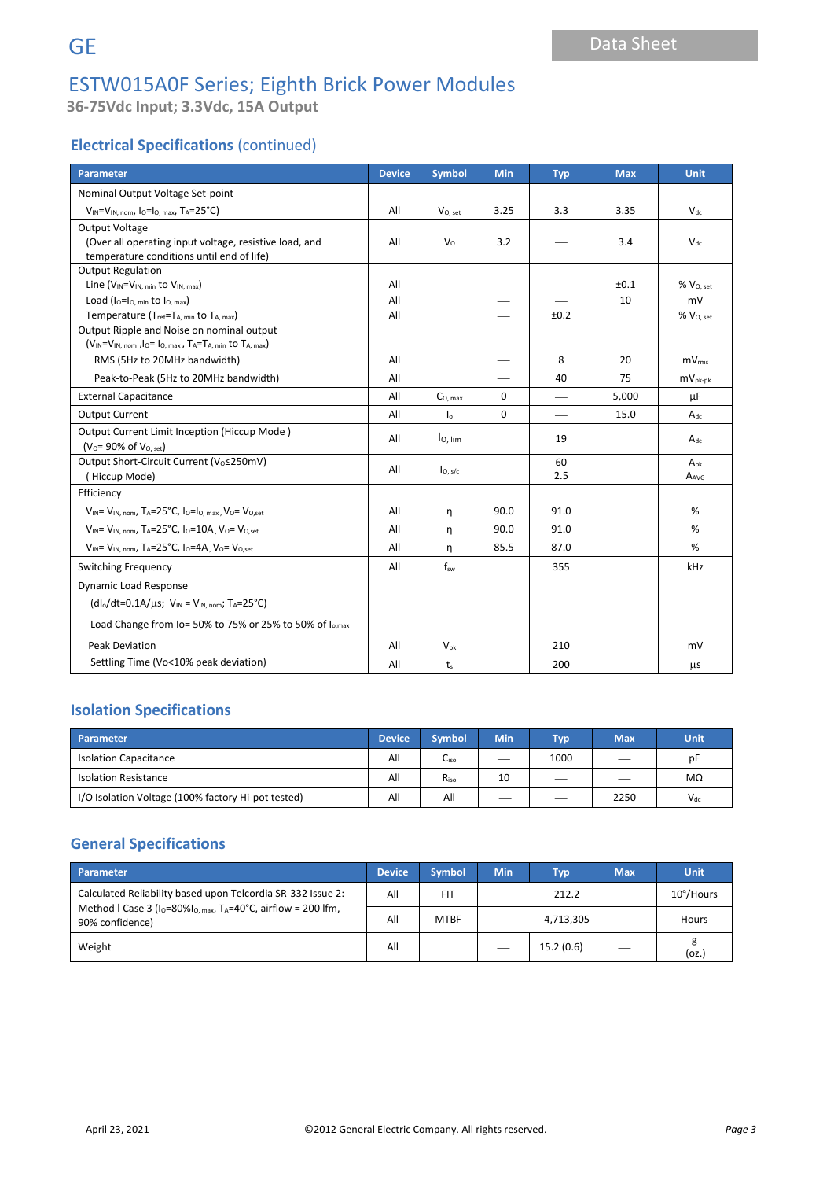## ESTW015A0F Series; Eighth Brick Power Modules

**36-75Vdc Input; 3.3Vdc, 15A Output**

### Electrical Specifications (continued)

| Parameter | Device | Symbol | Min | Typ | Max | Unit |
|---|---|---|---|---|---|---|
| Nominal Output Voltage Set-point<br>$V_{IN}=V_{IN, nom}$, $I_O=I_{O, max}$, $T_A=25°C$) | All | $V_{O, set}$ | 3.25 | 3.3 | 3.35 | $V_{dc}$ |
| Output Voltage<br>(Over all operating input voltage, resistive load, and temperature conditions until end of life) | All | $V_O$ | 3.2 | — | 3.4 | $V_{dc}$ |
| Output Regulation | | | | | | |
| Line ($V_{IN}=V_{IN, min}$ to $V_{IN, max}$) | All | | — | — | ±0.1 | % $V_{O, set}$ |
| Load ($I_O=I_{O, min}$ to $I_{O, max}$) | All | | — | — | 10 | mV |
| Temperature ($T_{ref}=T_{A, min}$ to $T_{A, max}$) | All | | — | ±0.2 | | % $V_{O, set}$ |
| Output Ripple and Noise on nominal output<br>($V_{IN}=V_{IN, nom}$, $I_O=I_{O, max}$, $T_A=T_{A, min}$ to $T_{A, max}$) | | | | | | |
| RMS (5Hz to 20MHz bandwidth) | All | | — | 8 | 20 | $mV_{rms}$ |
| Peak-to-Peak (5Hz to 20MHz bandwidth) | All | | — | 40 | 75 | $mV_{pk-pk}$ |
| External Capacitance | All | $C_{O, max}$ | 0 | — | 5,000 | μF |
| Output Current | All | $I_o$ | 0 | — | 15.0 | $A_{dc}$ |
| Output Current Limit Inception (Hiccup Mode )<br>($V_O$= 90% of $V_{O, set}$) | All | $I_{O, lim}$ | | 19 | | $A_{dc}$ |
| Output Short-Circuit Current ($V_O$≤250mV)<br>( Hiccup Mode) | All | $I_{O, s/c}$ | | 60<br>2.5 | | $A_{pk}$<br>$A_{AVG}$ |
| Efficiency | | | | | | |
| $V_{IN}= V_{IN, nom}$, $T_A=25°C$, $I_O=I_{O, max}$, $V_O= V_{O,set}$ | All | η | 90.0 | 91.0 | | % |
| $V_{IN}= V_{IN, nom}$, $T_A=25°C$, $I_O=10A$, $V_O= V_{O,set}$ | All | η | 90.0 | 91.0 | | % |
| $V_{IN}= V_{IN, nom}$, $T_A=25°C$, $I_O=4A$, $V_O= V_{O,set}$ | All | η | 85.5 | 87.0 | | % |
| Switching Frequency | All | $f_{sw}$ | | 355 | | kHz |
| Dynamic Load Response<br>($dI_o/dt$=0.1A/μs; $V_{IN} = V_{IN, nom}$; $T_A=25°C$)<br>Load Change from Io= 50% to 75% or 25% to 50% of $I_{o,max}$ | | | | | | |
| Peak Deviation | All | $V_{pk}$ | — | 210 | — | mV |
| Settling Time (Vo<10% peak deviation) | All | $t_s$ | — | 200 | — | μs |

### Isolation Specifications

| Parameter | Device | Symbol | Min | Typ | Max | Unit |
|---|---|---|---|---|---|---|
| Isolation Capacitance | All | $C_{iso}$ | — | 1000 | — | pF |
| Isolation Resistance | All | $R_{iso}$ | 10 | — | — | MΩ |
| I/O Isolation Voltage (100% factory Hi-pot tested) | All | All | — | — | 2250 | $V_{dc}$ |

### General Specifications

| Parameter | Device | Symbol | Min | Typ | Max | Unit |
|---|---|---|---|---|---|---|
| Calculated Reliability based upon Telcordia SR-332 Issue 2: Method I Case 3 ($I_O$=80%$I_{O, max}$, $T_A$=40°C, airflow = 200 lfm, 90% confidence) | All | FIT | | 212.2 | | $10^9$/Hours |
| | All | MTBF | | 4,713,305 | | Hours |
| Weight | All | | — | 15.2 (0.6) | — | g<br>(oz.) |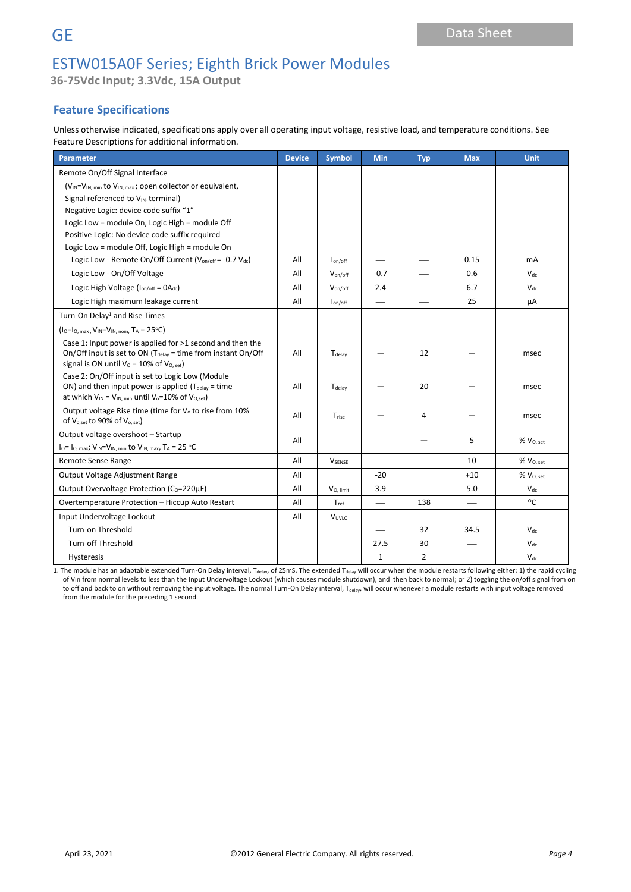# ESTW015A0F Series; Eighth Brick Power Modules

**36-75Vdc Input; 3.3Vdc, 15A Output**

## Feature Specifications

Unless otherwise indicated, specifications apply over all operating input voltage, resistive load, and temperature conditions. See Feature Descriptions for additional information.

| Parameter | Device | Symbol | Min | Typ | Max | Unit |
|---|---|---|---|---|---|---|
| Remote On/Off Signal Interface | | | | | | |
| ($V_{IN}$=$V_{IN, min}$ to $V_{IN, max}$ ; open collector or equivalent, | | | | | | |
| Signal referenced to $V_{IN-}$ terminal) | | | | | | |
| Negative Logic: device code suffix "1" | | | | | | |
| Logic Low = module On, Logic High = module Off | | | | | | |
| Positive Logic: No device code suffix required | | | | | | |
| Logic Low = module Off, Logic High = module On | | | | | | |
| Logic Low - Remote On/Off Current ($V_{on/off}$ = -0.7 $V_{dc}$) | All | $I_{on/off}$ | — | — | 0.15 | mA |
| Logic Low - On/Off Voltage | All | $V_{on/off}$ | -0.7 | — | 0.6 | $V_{dc}$ |
| Logic High Voltage ($I_{on/off}$ = 0$A_{dc}$) | All | $V_{on/off}$ | 2.4 | — | 6.7 | $V_{dc}$ |
| Logic High maximum leakage current | All | $I_{on/off}$ | — | — | 25 | μA |
| Turn-On Delay[1] and Rise Times | | | | | | |
| ($I_O$=$I_{O, max}$ , $V_{IN}$=$V_{IN, nom,}$ $T_A$ = 25°C) | | | | | | |
| Case 1: Input power is applied for >1 second and then the On/Off input is set to ON ($T_{delay}$ = time from instant On/Off signal is ON until $V_O$ = 10% of $V_{O, set}$) | All | $T_{delay}$ | — | 12 | — | msec |
| Case 2: On/Off input is set to Logic Low (Module ON) and then input power is applied ($T_{delay}$ = time at which $V_{IN}$ = $V_{IN, min}$ until $V_o$=10% of $V_{O,set}$) | All | $T_{delay}$ | — | 20 | — | msec |
| Output voltage Rise time (time for $V_o$ to rise from 10% of $V_{o,set}$ to 90% of $V_{o, set}$) | All | $T_{rise}$ | — | 4 | — | msec |
| Output voltage overshoot – Startup<br>$I_O$= $I_{O, max}$; $V_{IN}$=$V_{IN, min}$ to $V_{IN, max}$, $T_A$ = 25 °C | All | | | — | 5 | % $V_{O, set}$ |
| Remote Sense Range | All | $V_{SENSE}$ | | | 10 | % $V_{O, set}$ |
| Output Voltage Adjustment Range | All | | -20 | | +10 | % $V_{O, set}$ |
| Output Overvoltage Protection ($C_O$=220μF) | All | $V_{O, limit}$ | 3.9 | | 5.0 | $V_{dc}$ |
| Overtemperature Protection – Hiccup Auto Restart | All | $T_{ref}$ | — | 138 | — | °C |
| Input Undervoltage Lockout | All | $V_{UVLO}$ | | | | |
| Turn-on Threshold | | | — | 32 | 34.5 | $V_{dc}$ |
| Turn-off Threshold | | | 27.5 | 30 | — | $V_{dc}$ |
| Hysteresis | | | 1 | 2 | — | $V_{dc}$ |

1. The module has an adaptable extended Turn-On Delay interval, $T_{delay}$, of 25mS. The extended $T_{delay}$ will occur when the module restarts following either: 1) the rapid cycling of Vin from normal levels to less than the Input Undervoltage Lockout (which causes module shutdown), and then back to normal; or 2) toggling the on/off signal from on to off and back to on without removing the input voltage. The normal Turn-On Delay interval, $T_{delay}$, will occur whenever a module restarts with input voltage removed from the module for the preceding 1 second.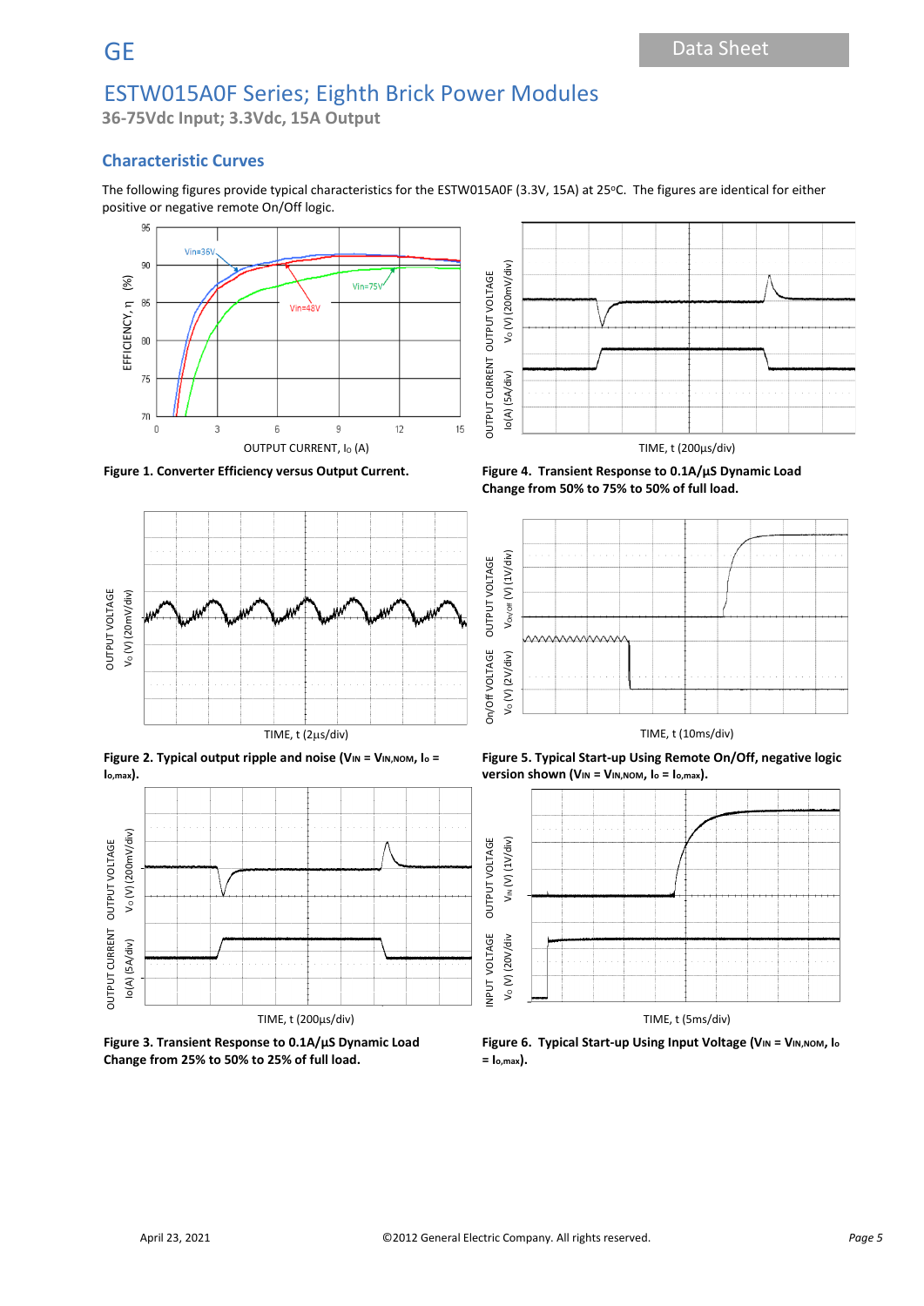## Characteristic Curves

The following figures provide typical characteristics for the ESTW015A0F (3.3V, 15A) at 25ºC. The figures are identical for either positive or negative remote On/Off logic.

**Figure 1. Converter Efficiency versus Output Current.**

**Figure 4. Transient Response to 0.1A/µS Dynamic Load Change from 50% to 75% to 50% of full load.**

**Figure 2. Typical output ripple and noise ($V_{IN} = V_{IN,NOM}$, $I_o = I_{o,max}$).**

**Figure 5. Typical Start-up Using Remote On/Off, negative logic version shown ($V_{IN} = V_{IN,NOM}$, $I_o = I_{o,max}$).**

**Figure 3. Transient Response to 0.1A/µS Dynamic Load Change from 25% to 50% to 25% of full load.**

**Figure 6. Typical Start-up Using Input Voltage ($V_{IN} = V_{IN,NOM}$, $I_o = I_{o,max}$).**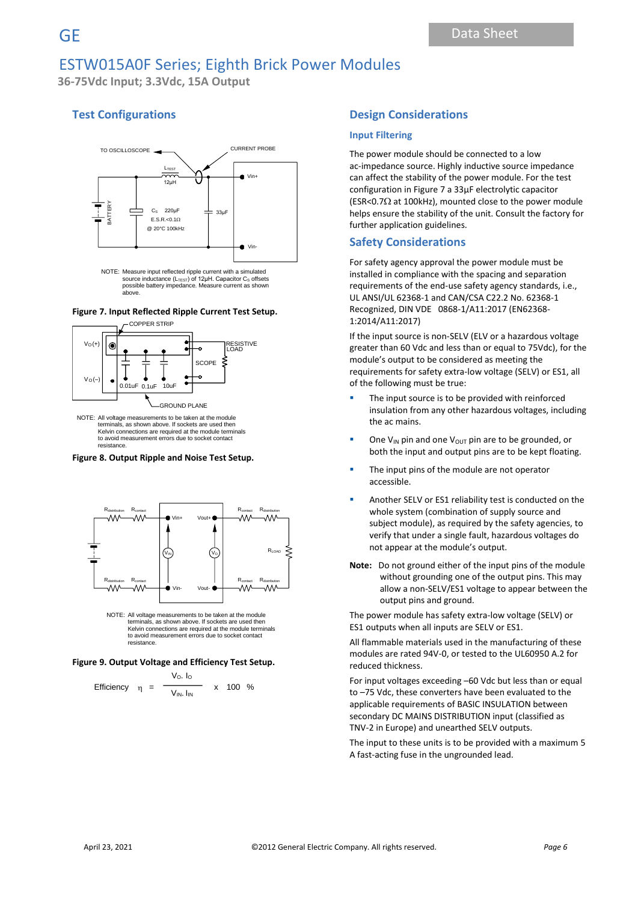## Test Configurations

NOTE: Measure input reflected ripple current with a simulated source inductance ($L_{TEST}$) of 12μH. Capacitor $C_S$ offsets possible battery impedance. Measure current as shown above.

**Figure 7. Input Reflected Ripple Current Test Setup.**

NOTE: All voltage measurements to be taken at the module terminals, as shown above. If sockets are used then Kelvin connections are required at the module terminals to avoid measurement errors due to socket contact resistance.

**Figure 8. Output Ripple and Noise Test Setup.**

NOTE: All voltage measurements to be taken at the module terminals, as shown above. If sockets are used then Kelvin connections are required at the module terminals to avoid measurement errors due to socket contact resistance.

**Figure 9. Output Voltage and Efficiency Test Setup.**

$$\text{Efficiency} \quad \eta = \frac{V_O \cdot I_O}{V_{IN} \cdot I_{IN}} \times 100 \quad \%$$

## Design Considerations

### Input Filtering

The power module should be connected to a low ac-impedance source. Highly inductive source impedance can affect the stability of the power module. For the test configuration in Figure 7 a 33µF electrolytic capacitor (ESR<0.7Ω at 100kHz), mounted close to the power module helps ensure the stability of the unit. Consult the factory for further application guidelines.

## Safety Considerations

For safety agency approval the power module must be installed in compliance with the spacing and separation requirements of the end-use safety agency standards, i.e., UL ANSI/UL 62368-1 and CAN/CSA C22.2 No. 62368-1 Recognized, DIN VDE 0868-1/A11:2017 (EN62368-1:2014/A11:2017)

If the input source is non-SELV (ELV or a hazardous voltage greater than 60 Vdc and less than or equal to 75Vdc), for the module's output to be considered as meeting the requirements for safety extra-low voltage (SELV) or ES1, all of the following must be true:

- The input source is to be provided with reinforced insulation from any other hazardous voltages, including the ac mains.
- One $V_{IN}$ pin and one $V_{OUT}$ pin are to be grounded, or both the input and output pins are to be kept floating.
- The input pins of the module are not operator accessible.
- Another SELV or ES1 reliability test is conducted on the whole system (combination of supply source and subject module), as required by the safety agencies, to verify that under a single fault, hazardous voltages do not appear at the module's output.

**Note:** Do not ground either of the input pins of the module without grounding one of the output pins. This may allow a non-SELV/ES1 voltage to appear between the output pins and ground.

The power module has safety extra-low voltage (SELV) or ES1 outputs when all inputs are SELV or ES1.

All flammable materials used in the manufacturing of these modules are rated 94V-0, or tested to the UL60950 A.2 for reduced thickness.

For input voltages exceeding –60 Vdc but less than or equal to –75 Vdc, these converters have been evaluated to the applicable requirements of BASIC INSULATION between secondary DC MAINS DISTRIBUTION input (classified as TNV-2 in Europe) and unearthed SELV outputs.

The input to these units is to be provided with a maximum 5 A fast-acting fuse in the ungrounded lead.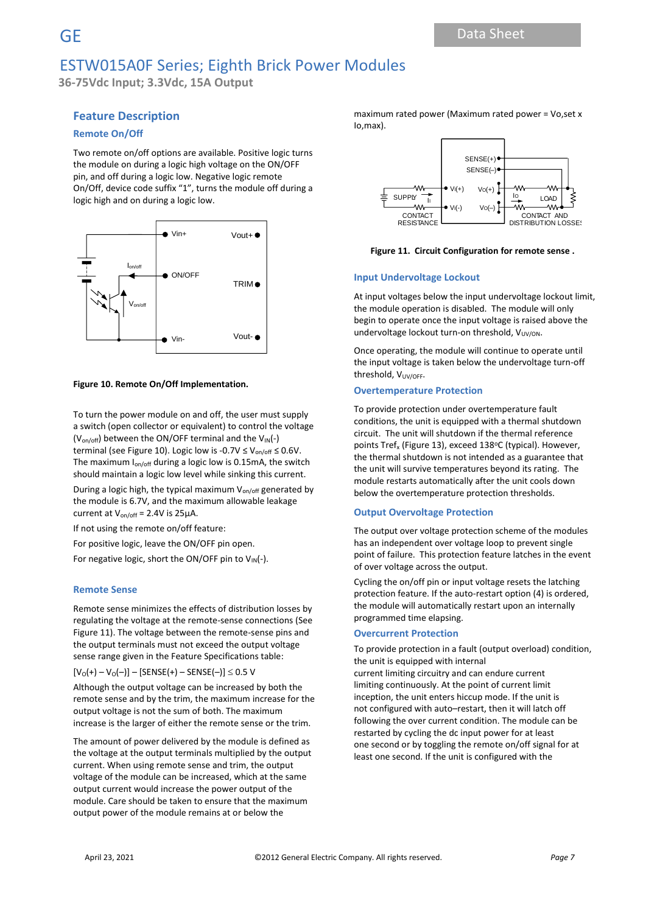## Feature Description

### Remote On/Off

Two remote on/off options are available. Positive logic turns the module on during a logic high voltage on the ON/OFF pin, and off during a logic low. Negative logic remote On/Off, device code suffix "1", turns the module off during a logic high and on during a logic low.

**Figure 10. Remote On/Off Implementation.**

To turn the power module on and off, the user must supply a switch (open collector or equivalent) to control the voltage ($V_{on/off}$) between the ON/OFF terminal and the $V_{IN}$(-) terminal (see Figure 10). Logic low is $-0.7V \leq V_{on/off} \leq 0.6V$. The maximum $I_{on/off}$ during a logic low is 0.15mA, the switch should maintain a logic low level while sinking this current.

During a logic high, the typical maximum $V_{on/off}$ generated by the module is 6.7V, and the maximum allowable leakage current at $V_{on/off}$ = 2.4V is 25µA.

If not using the remote on/off feature:

For positive logic, leave the ON/OFF pin open.

For negative logic, short the ON/OFF pin to $V_{IN}$(-).

### Remote Sense

Remote sense minimizes the effects of distribution losses by regulating the voltage at the remote-sense connections (See Figure 11). The voltage between the remote-sense pins and the output terminals must not exceed the output voltage sense range given in the Feature Specifications table:

$$[V_O(+) – V_O(–)] – [SENSE(+) – SENSE(–)] \leq 0.5 \text{ V}$$

Although the output voltage can be increased by both the remote sense and by the trim, the maximum increase for the output voltage is not the sum of both. The maximum increase is the larger of either the remote sense or the trim.

The amount of power delivered by the module is defined as the voltage at the output terminals multiplied by the output current. When using remote sense and trim, the output voltage of the module can be increased, which at the same output current would increase the power output of the module. Care should be taken to ensure that the maximum output power of the module remains at or below the maximum rated power (Maximum rated power = Vo,set x Io,max).

**Figure 11. Circuit Configuration for remote sense .**

### Input Undervoltage Lockout

At input voltages below the input undervoltage lockout limit, the module operation is disabled. The module will only begin to operate once the input voltage is raised above the undervoltage lockout turn-on threshold, $V_{UV/ON}$.

Once operating, the module will continue to operate until the input voltage is taken below the undervoltage turn-off threshold, $V_{UV/OFF}$.

### Overtemperature Protection

To provide protection under overtemperature fault conditions, the unit is equipped with a thermal shutdown circuit. The unit will shutdown if the thermal reference points $Tref_x$ (Figure 13), exceed 138ºC (typical). However, the thermal shutdown is not intended as a guarantee that the unit will survive temperatures beyond its rating. The module restarts automatically after the unit cools down below the overtemperature protection thresholds.

### Output Overvoltage Protection

The output over voltage protection scheme of the modules has an independent over voltage loop to prevent single point of failure. This protection feature latches in the event of over voltage across the output.

Cycling the on/off pin or input voltage resets the latching protection feature. If the auto-restart option (4) is ordered, the module will automatically restart upon an internally programmed time elapsing.

### Overcurrent Protection

To provide protection in a fault (output overload) condition, the unit is equipped with internal current limiting circuitry and can endure current limiting continuously. At the point of current limit inception, the unit enters hiccup mode. If the unit is not configured with auto–restart, then it will latch off following the over current condition. The module can be restarted by cycling the dc input power for at least one second or by toggling the remote on/off signal for at least one second. If the unit is configured with the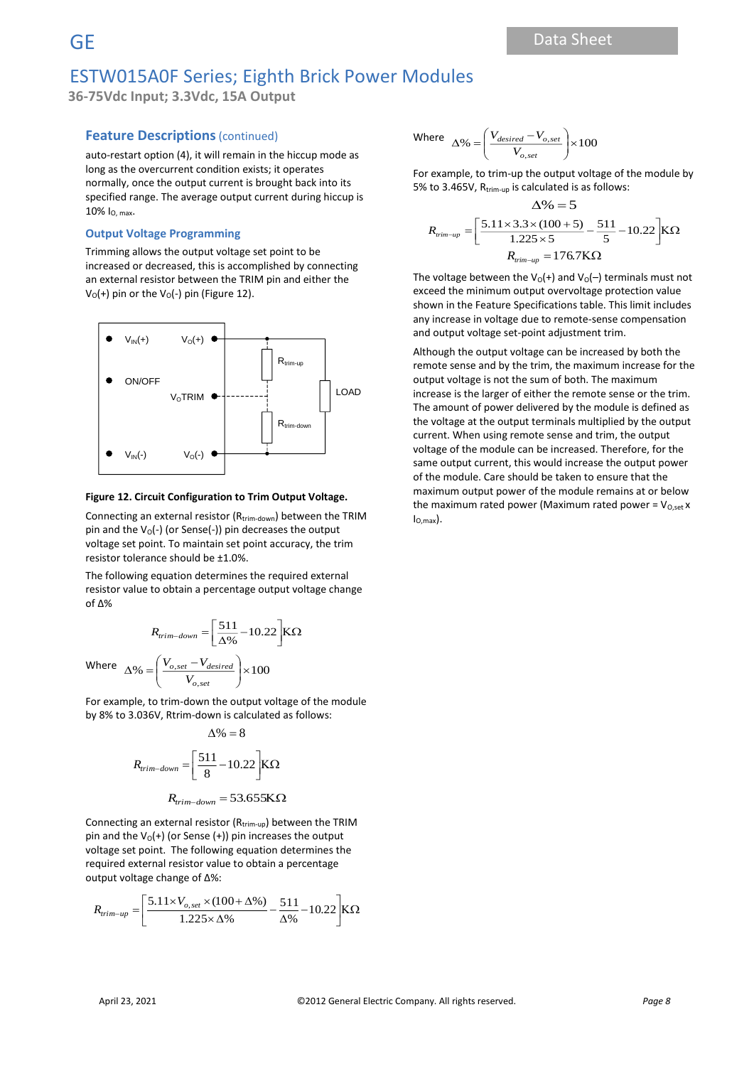## Feature Descriptions (continued)

auto-restart option (4), it will remain in the hiccup mode as long as the overcurrent condition exists; it operates normally, once the output current is brought back into its specified range. The average output current during hiccup is 10% $I_{O,\,max}$.

### Output Voltage Programming

Trimming allows the output voltage set point to be increased or decreased, this is accomplished by connecting an external resistor between the TRIM pin and either the $V_O$(+) pin or the $V_O$(-) pin (Figure 12).

**Figure 12. Circuit Configuration to Trim Output Voltage.**

Connecting an external resistor ($R_{trim\text{-}down}$) between the TRIM pin and the $V_O$(-) (or Sense(-)) pin decreases the output voltage set point. To maintain set point accuracy, the trim resistor tolerance should be ±1.0%.

The following equation determines the required external resistor value to obtain a percentage output voltage change of Δ%

$$R_{trim-down} = \left[\frac{511}{\Delta\%} - 10.22\right] K\Omega$$

Where $\Delta\% = \left(\frac{V_{o,set} - V_{desired}}{V_{o,set}}\right) \times 100$

For example, to trim-down the output voltage of the module by 8% to 3.036V, Rtrim-down is calculated as follows:

$$\Delta\% = 8$$

$$R_{trim-down} = \left[\frac{511}{8} - 10.22\right] K\Omega$$

$$R_{trim-down} = 53.655 K\Omega$$

Connecting an external resistor ($R_{trim\text{-}up}$) between the TRIM pin and the $V_O$(+) (or Sense (+)) pin increases the output voltage set point. The following equation determines the required external resistor value to obtain a percentage output voltage change of Δ%:

$$R_{trim-up} = \left[\frac{5.11 \times V_{o,set} \times (100 + \Delta\%)}{1.225 \times \Delta\%} - \frac{511}{\Delta\%} - 10.22\right] K\Omega$$

Where $\Delta\% = \left(\frac{V_{desired} - V_{o,set}}{V_{o,set}}\right) \times 100$

For example, to trim-up the output voltage of the module by 5% to 3.465V, $R_{trim\text{-}up}$ is calculated as follows:

$$\Delta\% = 5$$

$$R_{trim-up} = \left[\frac{5.11 \times 3.3 \times (100 + 5)}{1.225 \times 5} - \frac{511}{5} - 10.22\right] K\Omega$$

$$R_{trim-up} = 176.7 K\Omega$$

The voltage between the $V_O$(+) and $V_O$(–) terminals must not exceed the minimum output overvoltage protection value shown in the Feature Specifications table. This limit includes any increase in voltage due to remote-sense compensation and output voltage set-point adjustment trim.

Although the output voltage can be increased by both the remote sense and by the trim, the maximum increase for the output voltage is not the sum of both. The maximum increase is the larger of either the remote sense or the trim. The amount of power delivered by the module is defined as the voltage at the output terminals multiplied by the output current. When using remote sense and trim, the output voltage of the module can be increased. Therefore, for the same output current, this would increase the output power of the module. Care should be taken to ensure that the maximum output power of the module remains at or below the maximum rated power (Maximum rated power = $V_{O,set}$ x $I_{O,max}$).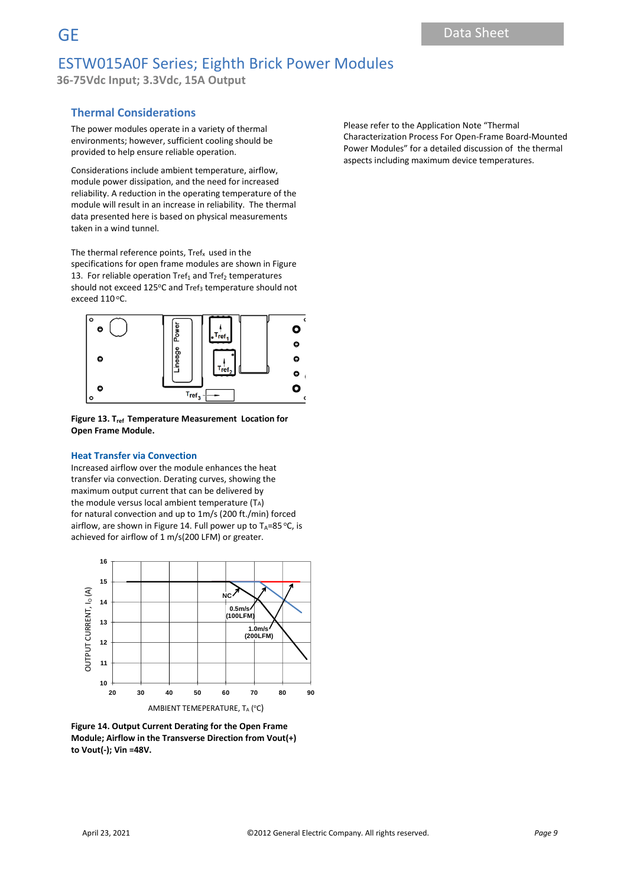## Thermal Considerations

The power modules operate in a variety of thermal environments; however, sufficient cooling should be provided to help ensure reliable operation.

Considerations include ambient temperature, airflow, module power dissipation, and the need for increased reliability. A reduction in the operating temperature of the module will result in an increase in reliability. The thermal data presented here is based on physical measurements taken in a wind tunnel.

The thermal reference points, $T_{ref_x}$ used in the specifications for open frame modules are shown in Figure 13. For reliable operation $T_{ref_1}$ and $T_{ref_2}$ temperatures should not exceed 125°C and $T_{ref_3}$ temperature should not exceed 110 °C.

**Figure 13. $T_{ref}$ Temperature Measurement Location for Open Frame Module.**

### Heat Transfer via Convection

Increased airflow over the module enhances the heat transfer via convection. Derating curves, showing the maximum output current that can be delivered by the module versus local ambient temperature ($T_A$) for natural convection and up to 1m/s (200 ft./min) forced airflow, are shown in Figure 14. Full power up to $T_A$=85 °C, is achieved for airflow of 1 m/s(200 LFM) or greater.

**Figure 14. Output Current Derating for the Open Frame Module; Airflow in the Transverse Direction from Vout(+) to Vout(-); Vin =48V.**

Please refer to the Application Note "Thermal Characterization Process For Open-Frame Board-Mounted Power Modules" for a detailed discussion of the thermal aspects including maximum device temperatures.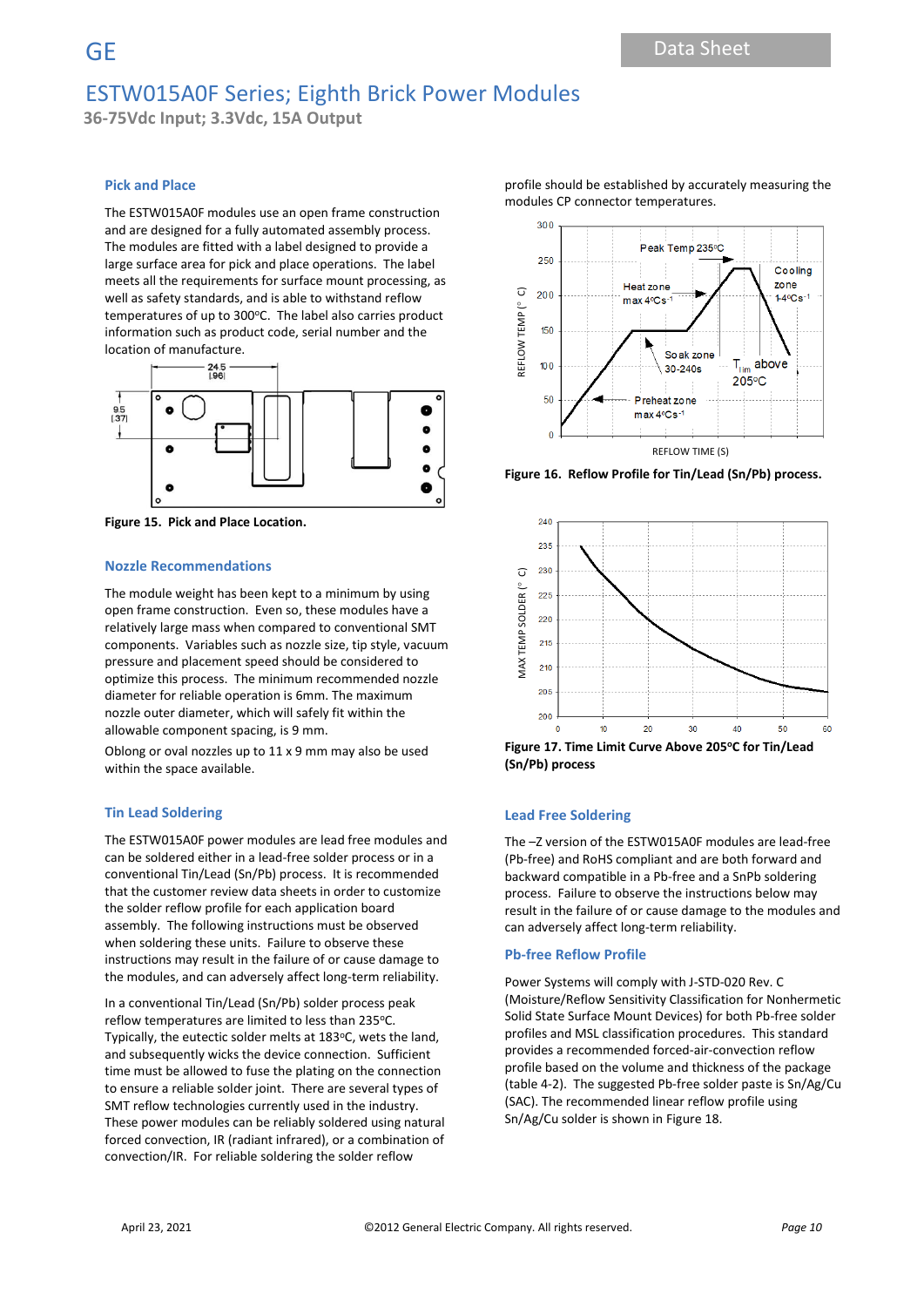## Pick and Place

The ESTW015A0F modules use an open frame construction and are designed for a fully automated assembly process. The modules are fitted with a label designed to provide a large surface area for pick and place operations. The label meets all the requirements for surface mount processing, as well as safety standards, and is able to withstand reflow temperatures of up to 300ºC. The label also carries product information such as product code, serial number and the location of manufacture.

**Figure 15. Pick and Place Location.**

## Nozzle Recommendations

The module weight has been kept to a minimum by using open frame construction. Even so, these modules have a relatively large mass when compared to conventional SMT components. Variables such as nozzle size, tip style, vacuum pressure and placement speed should be considered to optimize this process. The minimum recommended nozzle diameter for reliable operation is 6mm. The maximum nozzle outer diameter, which will safely fit within the allowable component spacing, is 9 mm.

Oblong or oval nozzles up to 11 x 9 mm may also be used within the space available.

## Tin Lead Soldering

The ESTW015A0F power modules are lead free modules and can be soldered either in a lead-free solder process or in a conventional Tin/Lead (Sn/Pb) process. It is recommended that the customer review data sheets in order to customize the solder reflow profile for each application board assembly. The following instructions must be observed when soldering these units. Failure to observe these instructions may result in the failure of or cause damage to the modules, and can adversely affect long-term reliability.

In a conventional Tin/Lead (Sn/Pb) solder process peak reflow temperatures are limited to less than 235ºC. Typically, the eutectic solder melts at 183ºC, wets the land, and subsequently wicks the device connection. Sufficient time must be allowed to fuse the plating on the connection to ensure a reliable solder joint. There are several types of SMT reflow technologies currently used in the industry. These power modules can be reliably soldered using natural forced convection, IR (radiant infrared), or a combination of convection/IR. For reliable soldering the solder reflow profile should be established by accurately measuring the modules CP connector temperatures.

**Figure 16. Reflow Profile for Tin/Lead (Sn/Pb) process.**

**Figure 17. Time Limit Curve Above 205ºC for Tin/Lead (Sn/Pb) process**

## Lead Free Soldering

The –Z version of the ESTW015A0F modules are lead-free (Pb-free) and RoHS compliant and are both forward and backward compatible in a Pb-free and a SnPb soldering process. Failure to observe the instructions below may result in the failure of or cause damage to the modules and can adversely affect long-term reliability.

### Pb-free Reflow Profile

Power Systems will comply with J-STD-020 Rev. C (Moisture/Reflow Sensitivity Classification for Nonhermetic Solid State Surface Mount Devices) for both Pb-free solder profiles and MSL classification procedures. This standard provides a recommended forced-air-convection reflow profile based on the volume and thickness of the package (table 4-2). The suggested Pb-free solder paste is Sn/Ag/Cu (SAC). The recommended linear reflow profile using Sn/Ag/Cu solder is shown in Figure 18.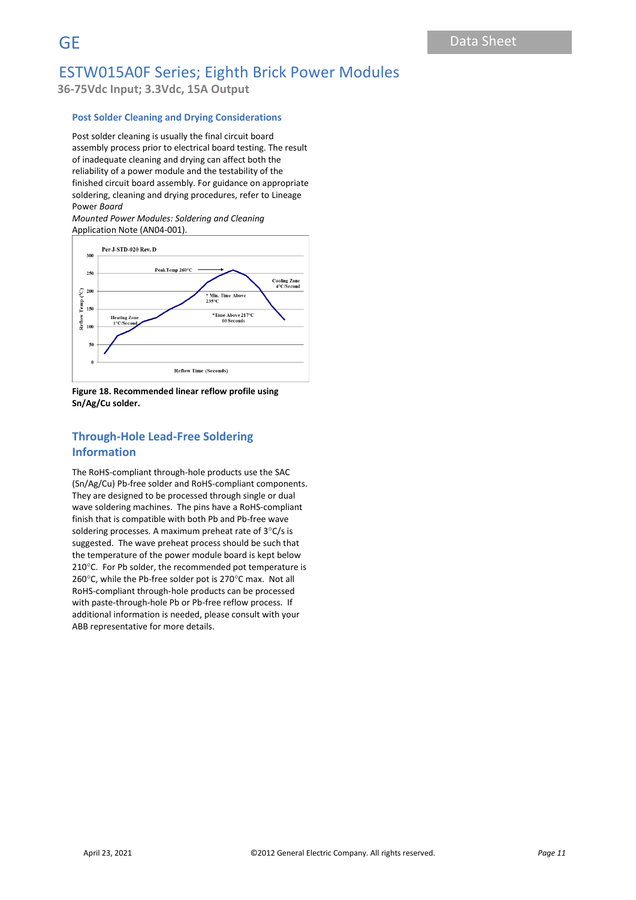## Post Solder Cleaning and Drying Considerations

Post solder cleaning is usually the final circuit board assembly process prior to electrical board testing. The result of inadequate cleaning and drying can affect both the reliability of a power module and the testability of the finished circuit board assembly. For guidance on appropriate soldering, cleaning and drying procedures, refer to Lineage Power *Board Mounted Power Modules: Soldering and Cleaning* Application Note (AN04-001).

**Figure 18. Recommended linear reflow profile using Sn/Ag/Cu solder.**

## Through-Hole Lead-Free Soldering Information

The RoHS-compliant through-hole products use the SAC (Sn/Ag/Cu) Pb-free solder and RoHS-compliant components. They are designed to be processed through single or dual wave soldering machines. The pins have a RoHS-compliant finish that is compatible with both Pb and Pb-free wave soldering processes. A maximum preheat rate of 3°C/s is suggested. The wave preheat process should be such that the temperature of the power module board is kept below 210°C. For Pb solder, the recommended pot temperature is 260°C, while the Pb-free solder pot is 270°C max. Not all RoHS-compliant through-hole products can be processed with paste-through-hole Pb or Pb-free reflow process. If additional information is needed, please consult with your ABB representative for more details.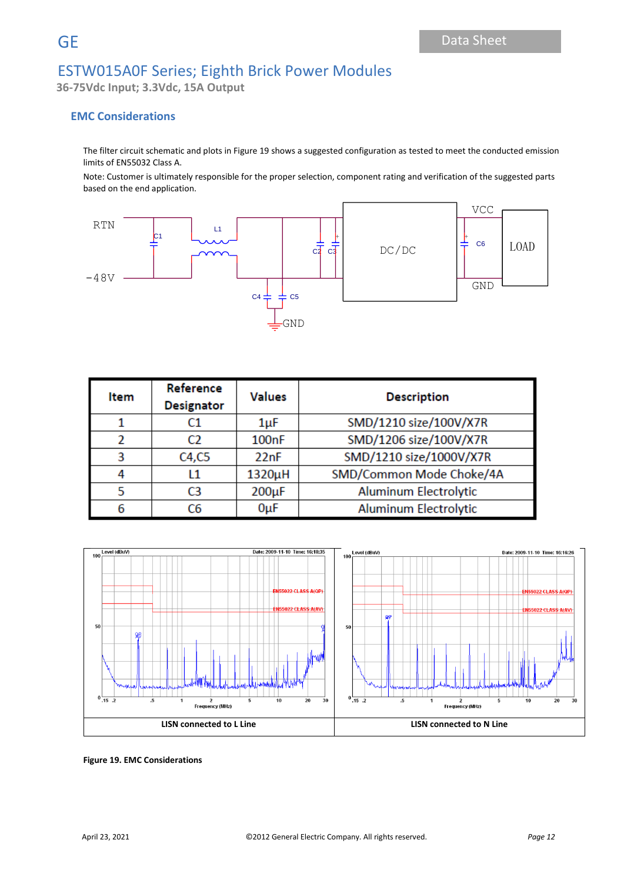## EMC Considerations

The filter circuit schematic and plots in Figure 19 shows a suggested configuration as tested to meet the conducted emission limits of EN55032 Class A.

Note: Customer is ultimately responsible for the proper selection, component rating and verification of the suggested parts based on the end application.

| Item | Reference Designator | Values | Description |
|---|---|---|---|
| 1 | C1 | 1µF | SMD/1210 size/100V/X7R |
| 2 | C2 | 100nF | SMD/1206 size/100V/X7R |
| 3 | C4,C5 | 22nF | SMD/1210 size/1000V/X7R |
| 4 | L1 | 1320µH | SMD/Common Mode Choke/4A |
| 5 | C3 | 200µF | Aluminum Electrolytic |
| 6 | C6 | 0µF | Aluminum Electrolytic |

LISN connected to L Line

LISN connected to N Line

**Figure 19. EMC Considerations**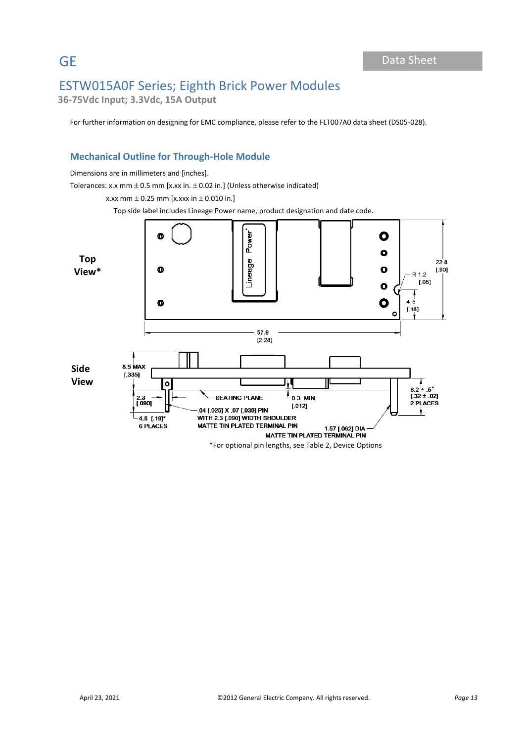# ESTW015A0F Series; Eighth Brick Power Modules

**36-75Vdc Input; 3.3Vdc, 15A Output**

For further information on designing for EMC compliance, please refer to the FLT007A0 data sheet (DS05-028).

## Mechanical Outline for Through-Hole Module

Dimensions are in millimeters and [inches].

Tolerances: x.x mm ± 0.5 mm [x.xx in. ± 0.02 in.] (Unless otherwise indicated)

x.xx mm ± 0.25 mm [x.xxx in ± 0.010 in.]

Top side label includes Lineage Power name, product designation and date code.

**Top View***

**Side View**

*For optional pin lengths, see Table 2, Device Options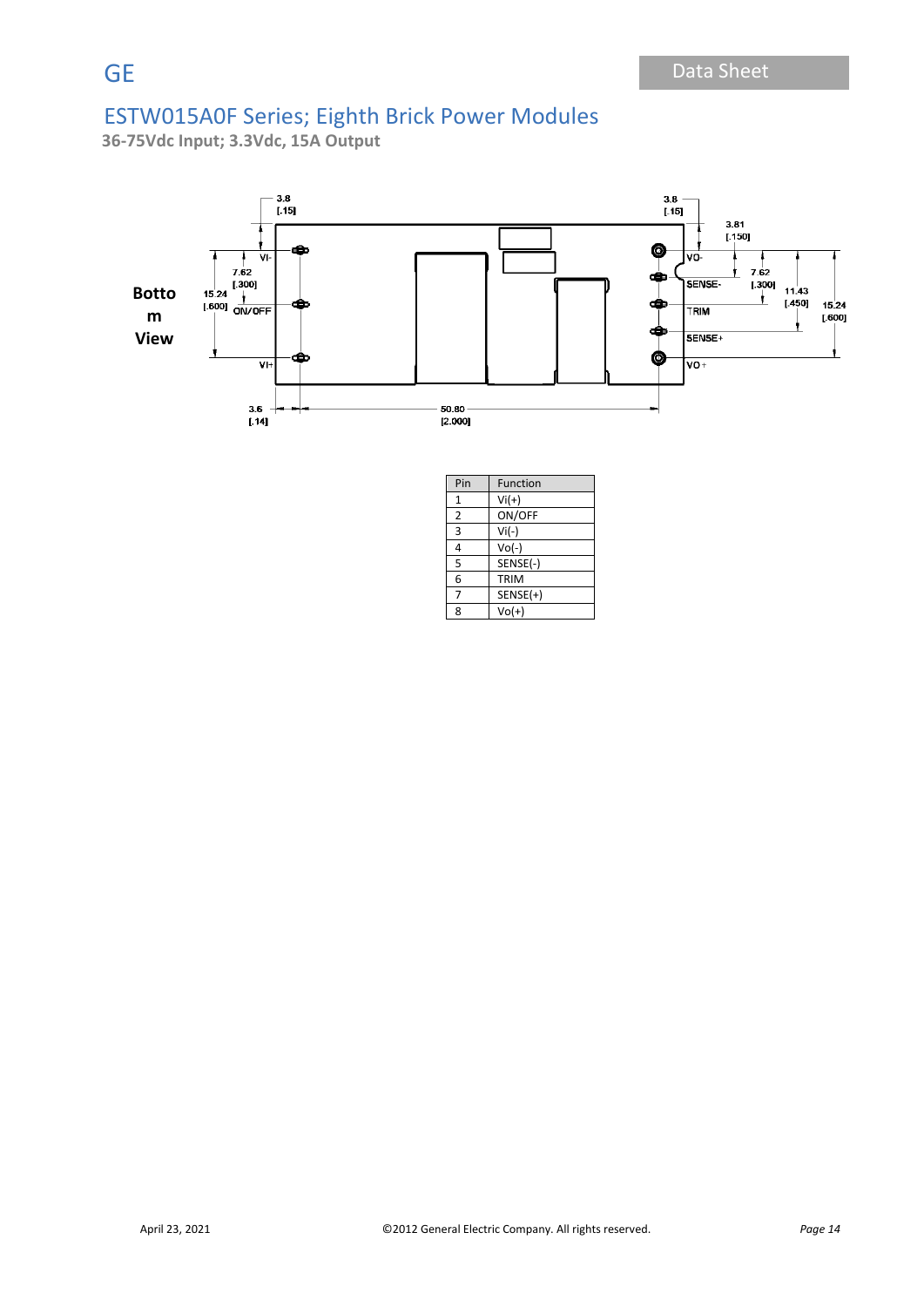**Bottom View**

| Pin | Function |
|---|---|
| 1 | Vi(+) |
| 2 | ON/OFF |
| 3 | Vi(-) |
| 4 | Vo(-) |
| 5 | SENSE(-) |
| 6 | TRIM |
| 7 | SENSE(+) |
| 8 | Vo(+) |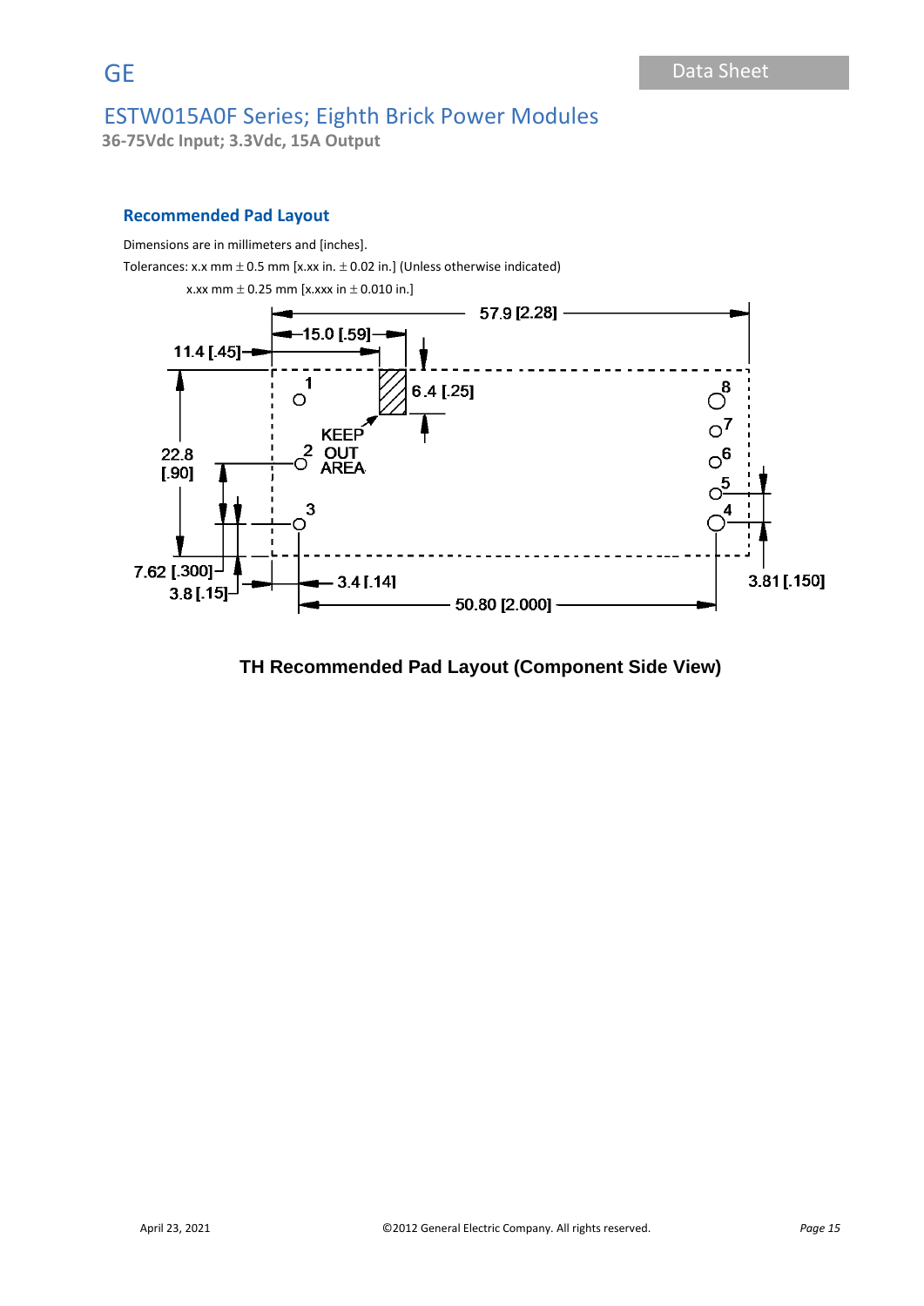## Recommended Pad Layout

Dimensions are in millimeters and [inches].

Tolerances: x.x mm ± 0.5 mm [x.xx in. ± 0.02 in.] (Unless otherwise indicated)

x.xx mm ± 0.25 mm [x.xxx in ± 0.010 in.]

57.9 [2.28]

15.0 [.59]

11.4 [.45]

6.4 [.25]

KEEP OUT AREA

22.8 [.90]

7.62 [.300]

3.8 [.15]

3.4 [.14]

50.80 [2.000]

3.81 [.150]

**TH Recommended Pad Layout (Component Side View)**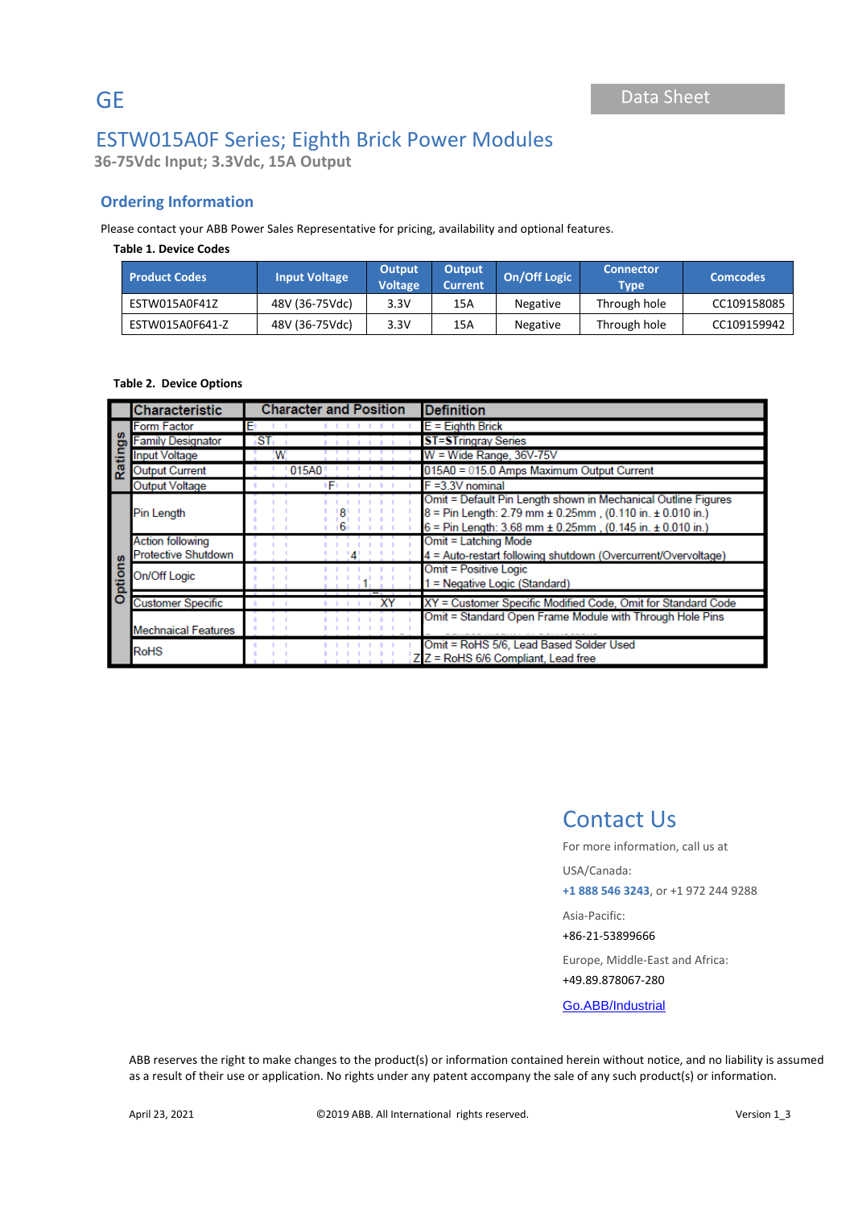GE

# ESTW015A0F Series; Eighth Brick Power Modules

**36-75Vdc Input; 3.3Vdc, 15A Output**

## Ordering Information

Please contact your ABB Power Sales Representative for pricing, availability and optional features.

**Table 1. Device Codes**

| Product Codes | Input Voltage | Output Voltage | Output Current | On/Off Logic | Connector Type | Comcodes |
|---|---|---|---|---|---|---|
| ESTW015A0F41Z | 48V (36-75Vdc) | 3.3V | 15A | Negative | Through hole | CC109158085 |
| ESTW015A0F641-Z | 48V (36-75Vdc) | 3.3V | 15A | Negative | Through hole | CC109159942 |

**Table 2. Device Options**

| | Characteristic | Character and Position | Definition |
|---|---|---|---|
| Ratings | Form Factor | E | E = Eighth Brick |
| | Family Designator | ST | ST=STringray Series |
| | Input Voltage | W | W = Wide Range, 36V-75V |
| | Output Current | 015A0 | 015A0 = 015.0 Amps Maximum Output Current |
| | Output Voltage | F | F =3.3V nominal |
| Options | Pin Length | 8<br>6 | Omit = Default Pin Length shown in Mechanical Outline Figures<br>8 = Pin Length: 2.79 mm ± 0.25mm , (0.110 in. ± 0.010 in.)<br>6 = Pin Length: 3.68 mm ± 0.25mm , (0.145 in. ± 0.010 in.) |
| | Action following Protective Shutdown | 4 | Omit = Latching Mode<br>4 = Auto-restart following shutdown (Overcurrent/Overvoltage) |
| | On/Off Logic | 1 | Omit = Positive Logic<br>1 = Negative Logic (Standard) |
| | Customer Specific | XY | XY = Customer Specific Modified Code, Omit for Standard Code |
| | Mechnaical Features | | Omit = Standard Open Frame Module with Through Hole Pins |
| | RoHS | Z | Omit = RoHS 5/6, Lead Based Solder Used<br>Z = RoHS 6/6 Compliant, Lead free |

## Contact Us

For more information, call us at

USA/Canada:

**+1 888 546 3243**, or +1 972 244 9288

Asia-Pacific:

+86-21-53899666

Europe, Middle-East and Africa:

+49.89.878067-280

Go.ABB/Industrial

ABB reserves the right to make changes to the product(s) or information contained herein without notice, and no liability is assumed as a result of their use or application. No rights under any patent accompany the sale of any such product(s) or information.

April 23, 2021 ©2019 ABB. All International rights reserved. Version 1_3